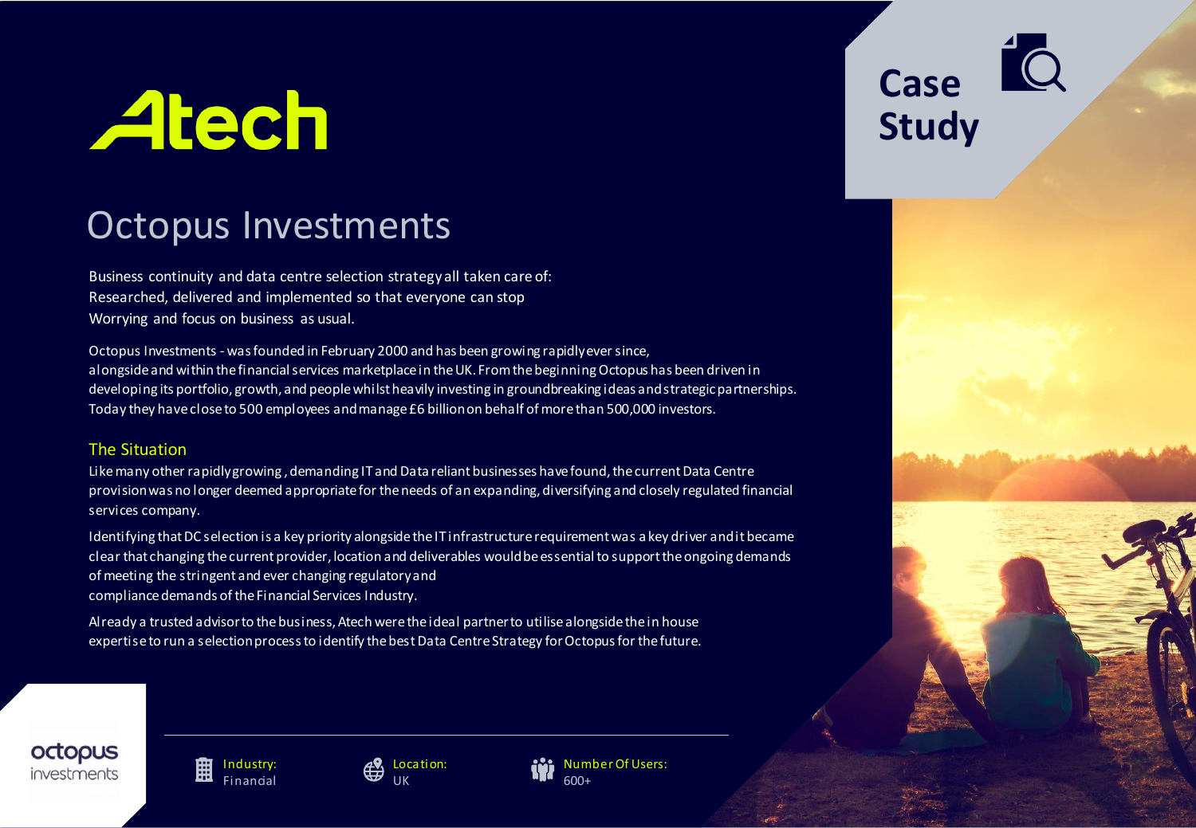# Atech

**Case Study**

## Octopus Investments

Business continuity and data centre selection strategy all taken care of: Researched, delivered and implemented so that everyone can stop Worrying and focus on business as usual.

Octopus Investments - was founded in February 2000 and has been growing rapidly ever since, alongside and within the financial services marketplace in the UK. From the beginning Octopus has been driven in developing its portfolio, growth, and people whilst heavily investing in groundbreaking ideas and strategic partnerships. Today they have close to 500 employees and manage £6 billion on behalf of more than 500,000 investors.

### The Situation

Like many other rapidly growing , demanding IT and Data reliant businesses have found, the current Data Centre provision was no longer deemed appropriate for the needs of an expanding, diversifying and closely regulated financial services company.

Identifying that DC selection is a key priority alongside the IT infrastructure requirement was a key driver and it became clear that changing the current provider, location and deliverables would be essential to support the ongoing demands of meeting the stringent and ever changing regulatory and compliance demands of the Financial Services Industry.

Already a trusted advisor to the business, Atech were the ideal partner to utilise alongside the in house expertise to run a selection process to identify the best Data Centre Strategy for Octopus for the future.

octopus investments

**Industry:** Financial

**Location:** UK

**Number Of Users:** 600+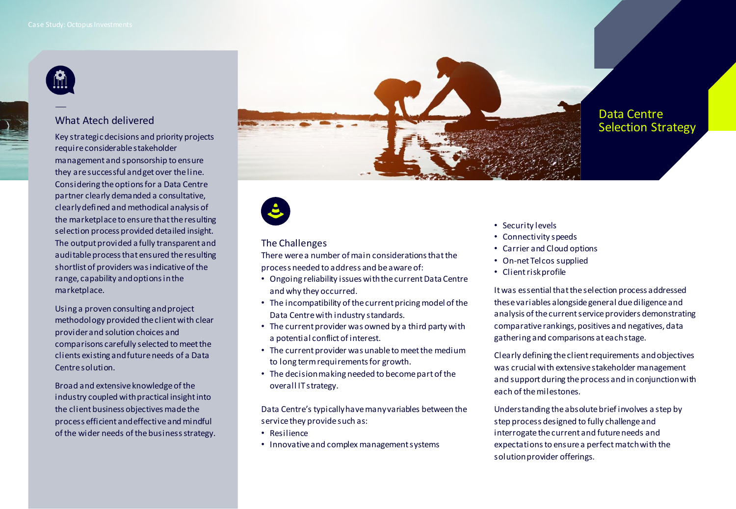## Data Centre Selection Strategy

### What Atech delivered

Key strategic decisions and priority projects require considerable stakeholder management and sponsorship to ensure they are successful and get over the line. Considering the options for a Data Centre partner clearly demanded a consultative, clearly defined and methodical analysis of the marketplace to ensure that the resulting selection process provided detailed insight. The output provided a fully transparent and auditable process that ensured the resulting shortlist of providers was indicative of the range, capability and options in the marketplace.

Using a proven consulting and project methodology provided the client with clear provider and solution choices and comparisons carefully selected to meet the clients existing and future needs of a Data Centre solution.

Broad and extensive knowledge of the industry coupled with practical insight into the client business objectives made the process efficient and effective and mindful of the wider needs of the business strategy.

### The Challenges

There were a number of main considerations that the process needed to address and be aware of:

- Ongoing reliability issues with the current Data Centre and why they occurred.
- The incompatibility of the current pricing model of the Data Centre with industry standards.
- The current provider was owned by a third party with a potential conflict of interest.
- The current provider was unable to meet the medium to long term requirements for growth.
- The decision making needed to become part of the overall IT strategy.

Data Centre's typically have many variables between the service they provide such as:

- Resilience
- Innovative and complex management systems
- Security levels
- Connectivity speeds
- Carrier and Cloud options
- On-net Telcos supplied
- Client risk profile

It was essential that the selection process addressed these variables alongside general due diligence and analysis of the current service providers demonstrating comparative rankings, positives and negatives, data gathering and comparisons at each stage.

Clearly defining the client requirements and objectives was crucial with extensive stakeholder management and support during the process and in conjunction with each of the milestones.

Understanding the absolute brief involves a step by step process designed to fully challenge and interrogate the current and future needs and expectations to ensure a perfect match with the solution provider offerings.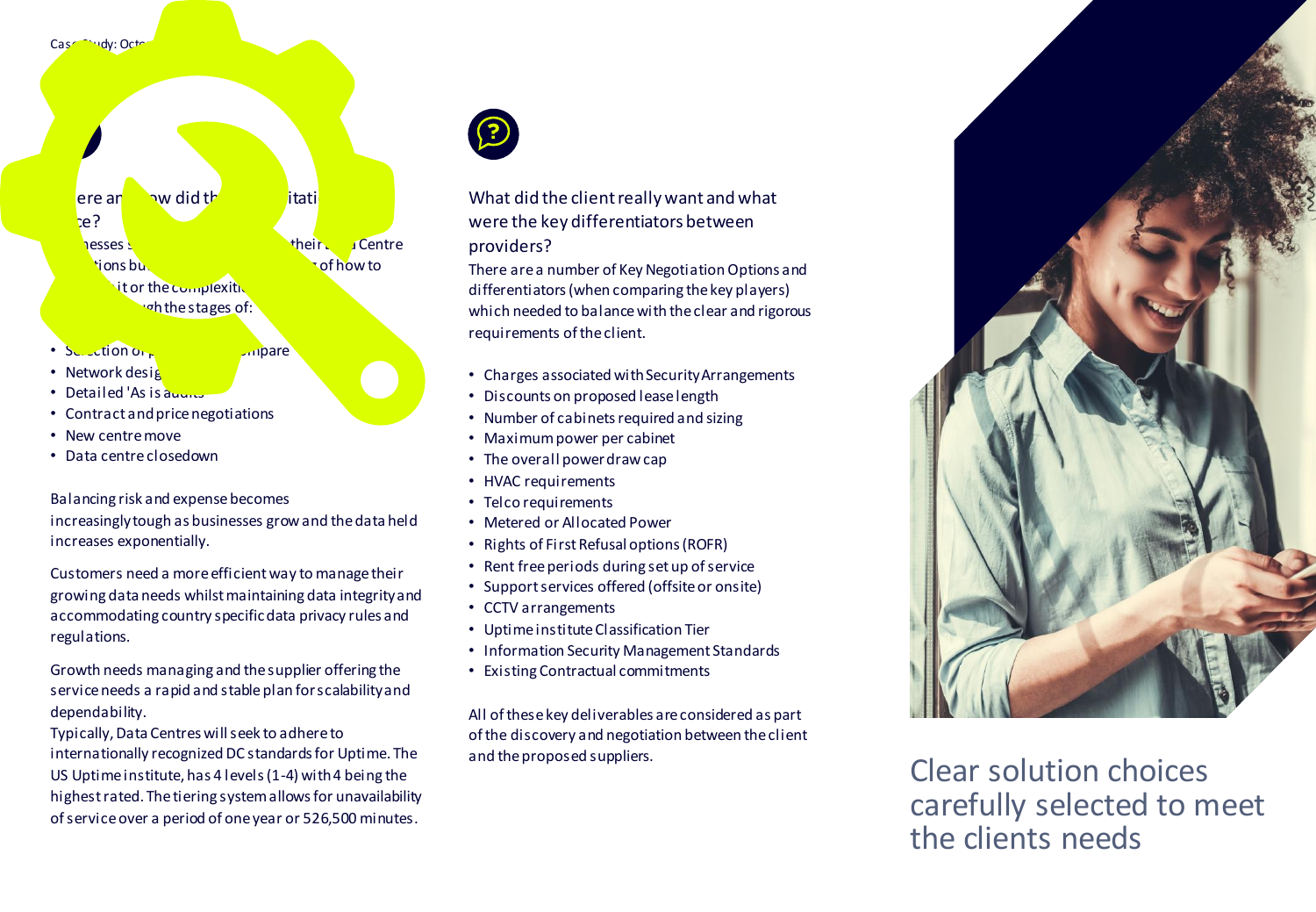ere an ... w did th ... itati ... ce?

... nesses ... their ... Centre ... tions bu ... of how to ... it or the complexiti ... gh the stages of:

- Selection o ... mpare
- Network desig
- Detailed 'As is au...
- Contract and price negotiations
- New centre move
- Data centre closedown

Balancing risk and expense becomes increasingly tough as businesses grow and the data held increases exponentially.

Customers need a more efficient way to manage their growing data needs whilst maintaining data integrity and accommodating country specific data privacy rules and regulations.

Growth needs managing and the supplier offering the service needs a rapid and stable plan for scalability and dependability.

Typically, Data Centres will seek to adhere to internationally recognized DC standards for Uptime. The US Uptime institute, has 4 levels (1-4) with 4 being the highest rated. The tiering system allows for unavailability of service over a period of one year or 526,500 minutes.

What did the client really want and what were the key differentiators between providers?

There are a number of Key Negotiation Options and differentiators (when comparing the key players) which needed to balance with the clear and rigorous requirements of the client.

- Charges associated with Security Arrangements
- Discounts on proposed lease length
- Number of cabinets required and sizing
- Maximum power per cabinet
- The overall power draw cap
- HVAC requirements
- Telco requirements
- Metered or Allocated Power
- Rights of First Refusal options (ROFR)
- Rent free periods during set up of service
- Support services offered (offsite or onsite)
- CCTV arrangements
- Uptime institute Classification Tier
- Information Security Management Standards
- Existing Contractual commitments

All of these key deliverables are considered as part of the discovery and negotiation between the client and the proposed suppliers.

Clear solution choices carefully selected to meet the clients needs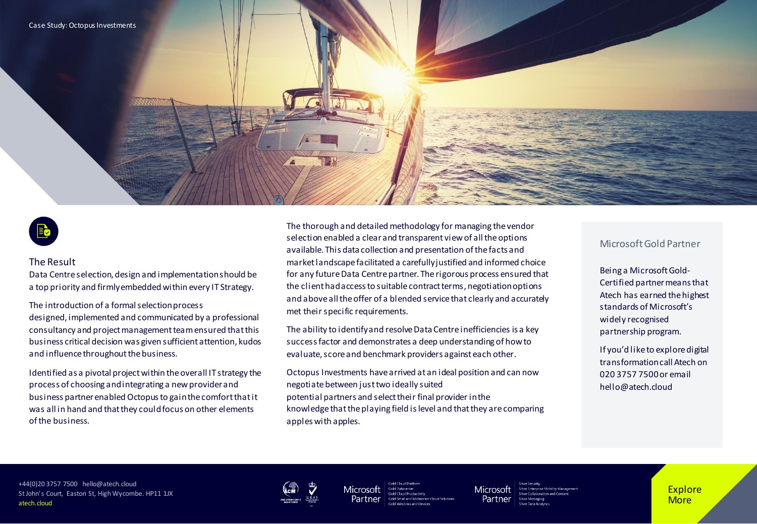## The Result

Data Centre selection, design and implementation should be a top priority and firmly embedded within every IT Strategy.

The introduction of a formal selection process designed, implemented and communicated by a professional consultancy and project management team ensured that this business critical decision was given sufficient attention, kudos and influence throughout the business.

Identified as a pivotal project within the overall IT strategy the process of choosing and integrating a new provider and business partner enabled Octopus to gain the comfort that it was all in hand and that they could focus on other elements of the business.

The thorough and detailed methodology for managing the vendor selection enabled a clear and transparent view of all the options available. This data collection and presentation of the facts and market landscape facilitated a carefully justified and informed choice for any future Data Centre partner. The rigorous process ensured that the client had access to suitable contract terms, negotiation options and above all the offer of a blended service that clearly and accurately met their specific requirements.

The ability to identify and resolve Data Centre inefficiencies is a key success factor and demonstrates a deep understanding of how to evaluate, score and benchmark providers against each other.

Octopus Investments have arrived at an ideal position and can now negotiate between just two ideally suited potential partners and select their final provider in the knowledge that the playing field is level and that they are comparing apples with apples.

### Microsoft Gold Partner

Being a Microsoft Gold-Certified partner means that Atech has earned the highest standards of Microsoft's widely recognised partnership program.

If you'd like to explore digital transformation call Atech on 020 3757 7500 or email hello@atech.cloud

+44(0)20 3757 7500 hello@atech.cloud
St John's Court, Easton St, High Wycombe. HP11 1JX
atech.cloud

Microsoft Partner
Gold Cloud Platform
Gold Datacenter
Gold Cloud Productivity
Gold Small and Midmarket Cloud Solutions
Gold Windows and Devices

Microsoft Partner
Silver Security
Silver Enterprise Mobility Management
Silver Collaboration and Content
Silver Messaging
Silver Data Analytics

Explore More